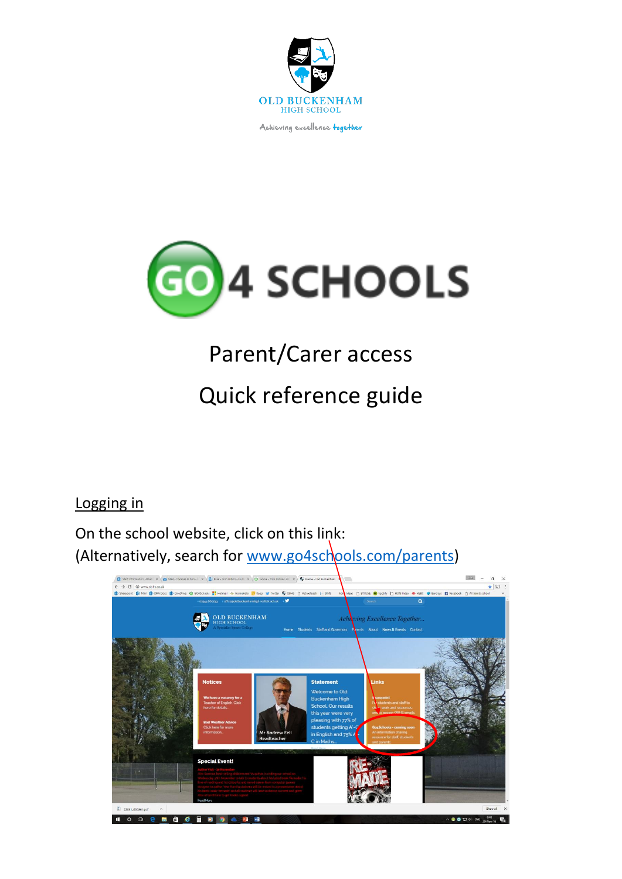OLD BUCKENHAM
HIGH SCHOOL

Achieving excellence together

GO 4 SCHOOLS

# Parent/Carer access

# Quick reference guide

## Logging in

On the school website, click on this link:
(Alternatively, search for www.go4schools.com/parents)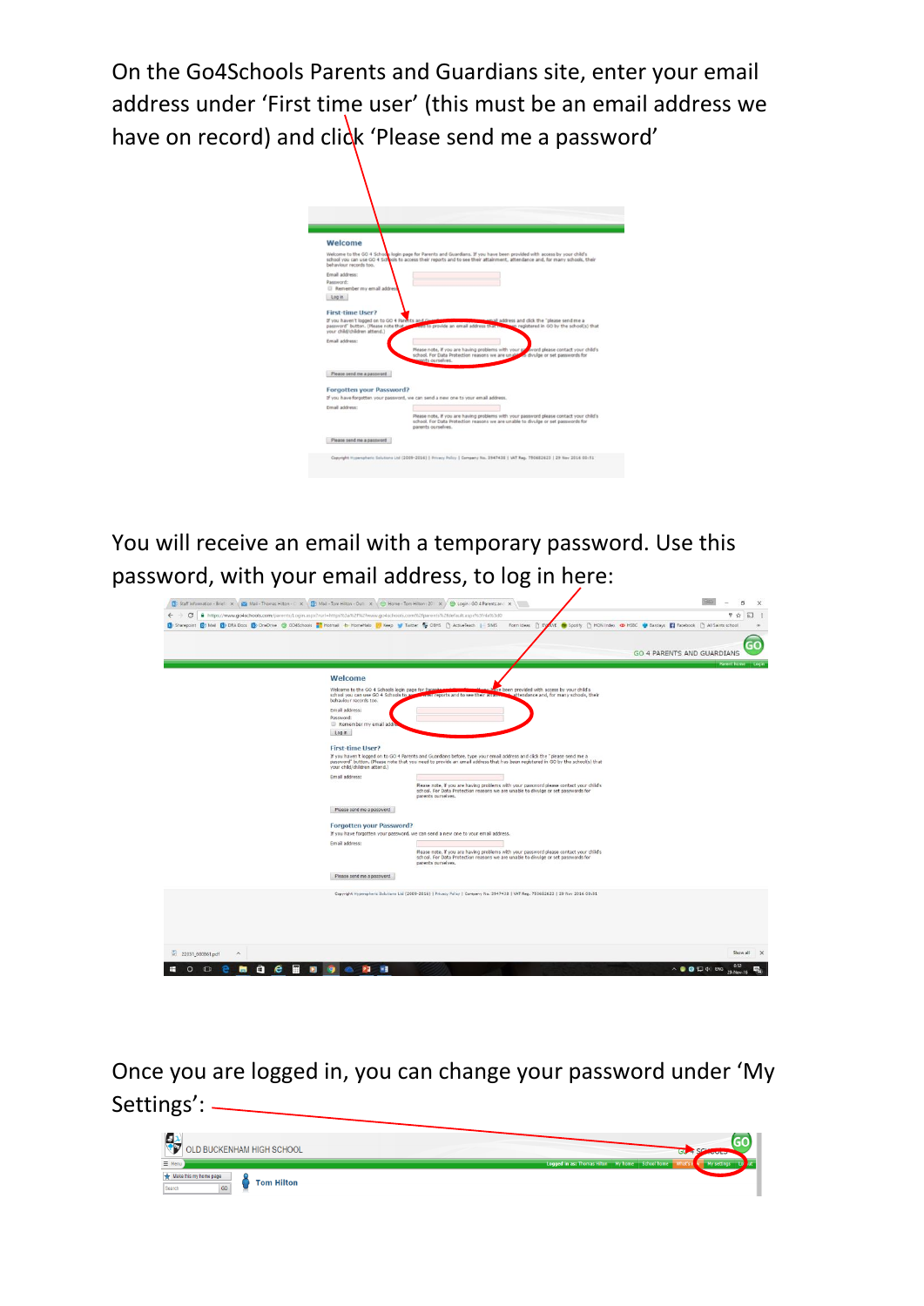On the Go4Schools Parents and Guardians site, enter your email address under 'First time user' (this must be an email address we have on record) and click 'Please send me a password'

You will receive an email with a temporary password. Use this password, with your email address, to log in here:

Once you are logged in, you can change your password under 'My Settings':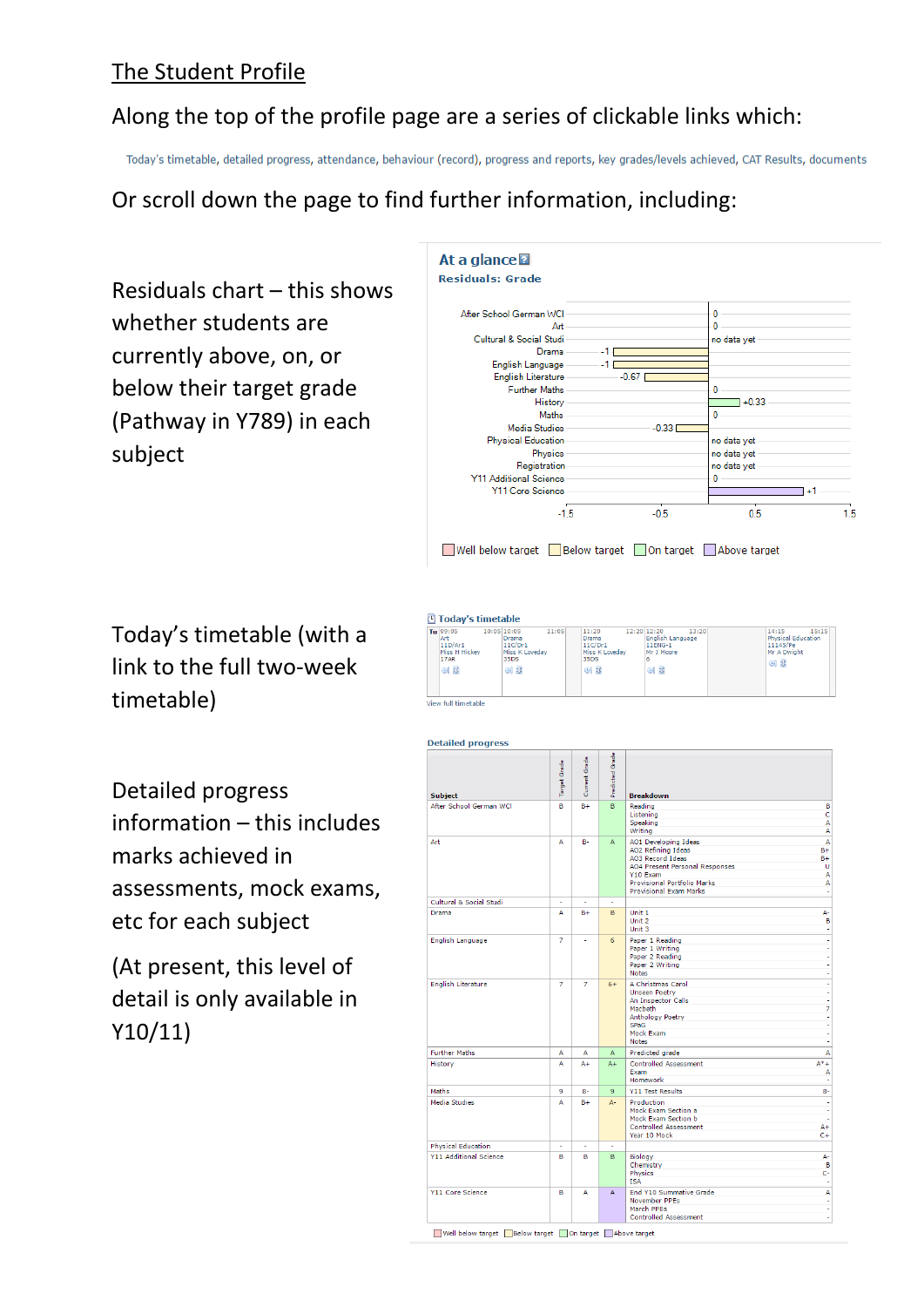## The Student Profile

Along the top of the profile page are a series of clickable links which:

Today's timetable, detailed progress, attendance, behaviour (record), progress and reports, key grades/levels achieved, CAT Results, documents

Or scroll down the page to find further information, including:

Residuals chart – this shows whether students are currently above, on, or below their target grade (Pathway in Y789) in each subject

**At a glance**

**Residuals: Grade**

| Subject | Residual |
|---|---|
| After School German WCI | 0 |
| Art | 0 |
| Cultural & Social Studi | no data yet |
| Drama | -1 |
| English Language | -1 |
| English Literature | -0.67 |
| Further Maths | 0 |
| History | +0.33 |
| Maths | 0 |
| Media Studies | -0.33 |
| Physical Education | no data yet |
| Physics | no data yet |
| Registration | no data yet |
| Y11 Additional Science | 0 |
| Y11 Core Science | +1 |

Well below target | Below target | On target | Above target

Today's timetable (with a link to the full two-week timetable)

**Today's timetable**

| Tu 09:05–10:05 | 10:05–11:05 | 11:20–12:20 | 12:20–13:20 | 14:15–15:15 |
|---|---|---|---|---|
| Art 11D/Ar1 Miss H Hickey 17AR | Drama 11C/Dr1 Miss K Loveday 35DS | Drama 11C/Dr1 Miss K Loveday 35DS | English Language 11ENG-1 Mr J Moore 6 | Physical Education 11143/Pe Mr A Dwight |

View full timetable

Detailed progress information – this includes marks achieved in assessments, mock exams, etc for each subject

(At present, this level of detail is only available in Y10/11)

**Detailed progress**

| Subject | Target Grade | Current Grade | Predicted Grade | Breakdown | |
|---|---|---|---|---|---|
| After School German WCI | B | B+ | B | Reading | B |
| | | | | Listening | C |
| | | | | Speaking | A |
| | | | | Writing | A |
| Art | A | B- | A | AO1 Developing Ideas | A |
| | | | | AO2 Refining Ideas | B+ |
| | | | | AO3 Record Ideas | B+ |
| | | | | AO4 Present Personal Responses | U |
| | | | | Y10 Exam | A |
| | | | | Provisional Portfolio Marks | A |
| | | | | Provisional Exam Marks | - |
| Cultural & Social Studi | - | - | - | | |
| Drama | A | B+ | B | Unit 1 | A- |
| | | | | Unit 2 | B |
| | | | | Unit 3 | - |
| English Language | 7 | - | 6 | Paper 1 Reading | - |
| | | | | Paper 1 Writing | - |
| | | | | Paper 2 Reading | - |
| | | | | Paper 2 Writing | - |
| | | | | Notes | - |
| English Literature | 7 | 7 | 6+ | A Christmas Carol | - |
| | | | | Unseen Poetry | - |
| | | | | An Inspector Calls | - |
| | | | | Macbeth | 7 |
| | | | | Anthology Poetry | - |
| | | | | SPaG | - |
| | | | | Mock Exam | - |
| | | | | Notes | - |
| Further Maths | A | A | A | Predicted grade | A |
| History | A | A+ | A+ | Controlled Assessment | A*+ |
| | | | | Exam | A |
| | | | | Homework | - |
| Maths | 9 | 8- | 9 | Y11 Test Results | 8- |
| Media Studies | A | B+ | A- | Production | - |
| | | | | Mock Exam Section a | - |
| | | | | Mock Exam Section b | - |
| | | | | Controlled Assessment | A+ |
| | | | | Year 10 Mock | C+ |
| Physical Education | - | - | - | | |
| Y11 Additional Science | B | B | B | Biology | A- |
| | | | | Chemistry | B |
| | | | | Physics | C- |
| | | | | ISA | - |
| Y11 Core Science | B | A | A | End Y10 Summative Grade | A |
| | | | | November PPEs | - |
| | | | | March PPEs | - |
| | | | | Controlled Assessment | - |

Well below target | Below target | On target | Above target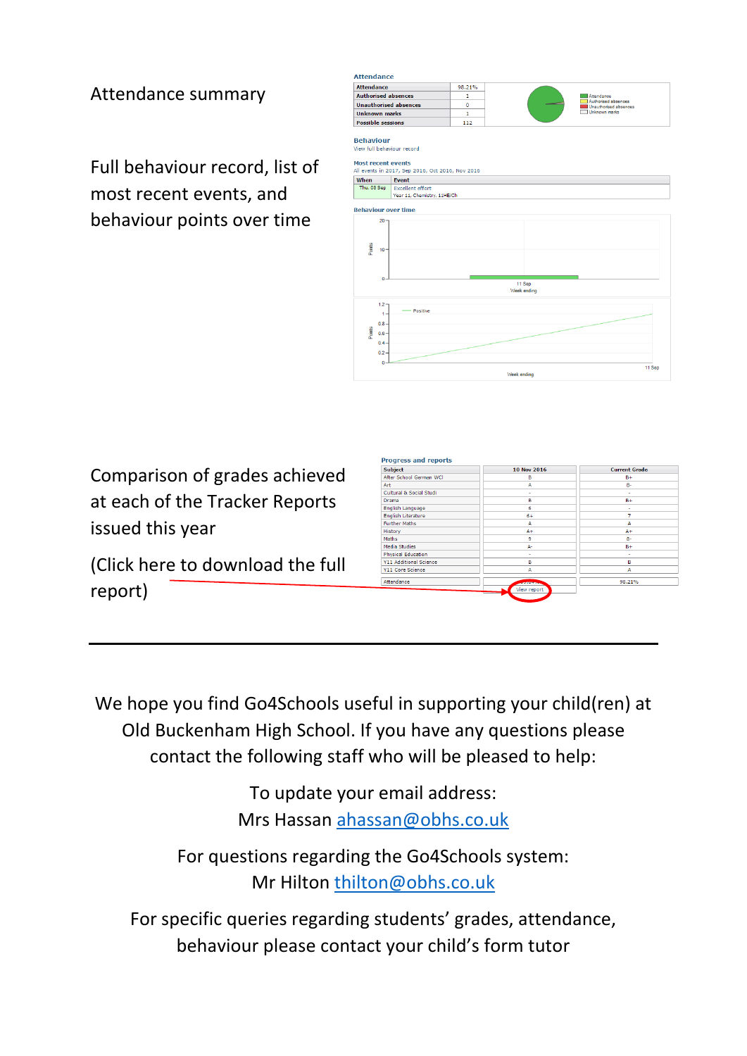Attendance summary

| Attendance | |
|---|---|
| Attendance | 98.21% |
| Authorised absences | 1 |
| Unauthorised absences | 0 |
| Unknown marks | 1 |
| Possible sessions | 112 |

Attendance
Authorised absences
Unauthorised absences
Unknown marks

Full behaviour record, list of most recent events, and behaviour points over time

**Behaviour**

View full behaviour record

**Most recent events**

All events in 2017, Sep 2016, Oct 2016, Nov 2016

| When | Event |
|---|---|
| Thu, 08 Sep | Excellent effort<br>Year 11, Chemistry, 11HE/Ch |

**Behaviour over time**

20
10
0
Points
11 Sep
Week ending

1.2
1
0.8
0.6
0.4
0.2
0
Points
Positive
11 Sep
Week ending

Comparison of grades achieved at each of the Tracker Reports issued this year

(Click here to download the full report)

**Progress and reports**

| Subject | 10 Nov 2016 | Current Grade |
|---|---|---|
| After School German WCl | B | B+ |
| Art | A | B- |
| Cultural & Social Studi | - | - |
| Drama | B | B+ |
| English Language | 6 | - |
| English Literature | 6+ | 7 |
| Further Maths | A | A |
| History | A+ | A+ |
| Maths | 9 | 8- |
| Media Studies | A- | B+ |
| Physical Education | - | - |
| Y11 Additional Science | B | B |
| Y11 Core Science | A | A |
| Attendance | View report | 98.21% |

---

We hope you find Go4Schools useful in supporting your child(ren) at Old Buckenham High School. If you have any questions please contact the following staff who will be pleased to help:

To update your email address:
Mrs Hassan ahassan@obhs.co.uk

For questions regarding the Go4Schools system:
Mr Hilton thilton@obhs.co.uk

For specific queries regarding students' grades, attendance, behaviour please contact your child's form tutor